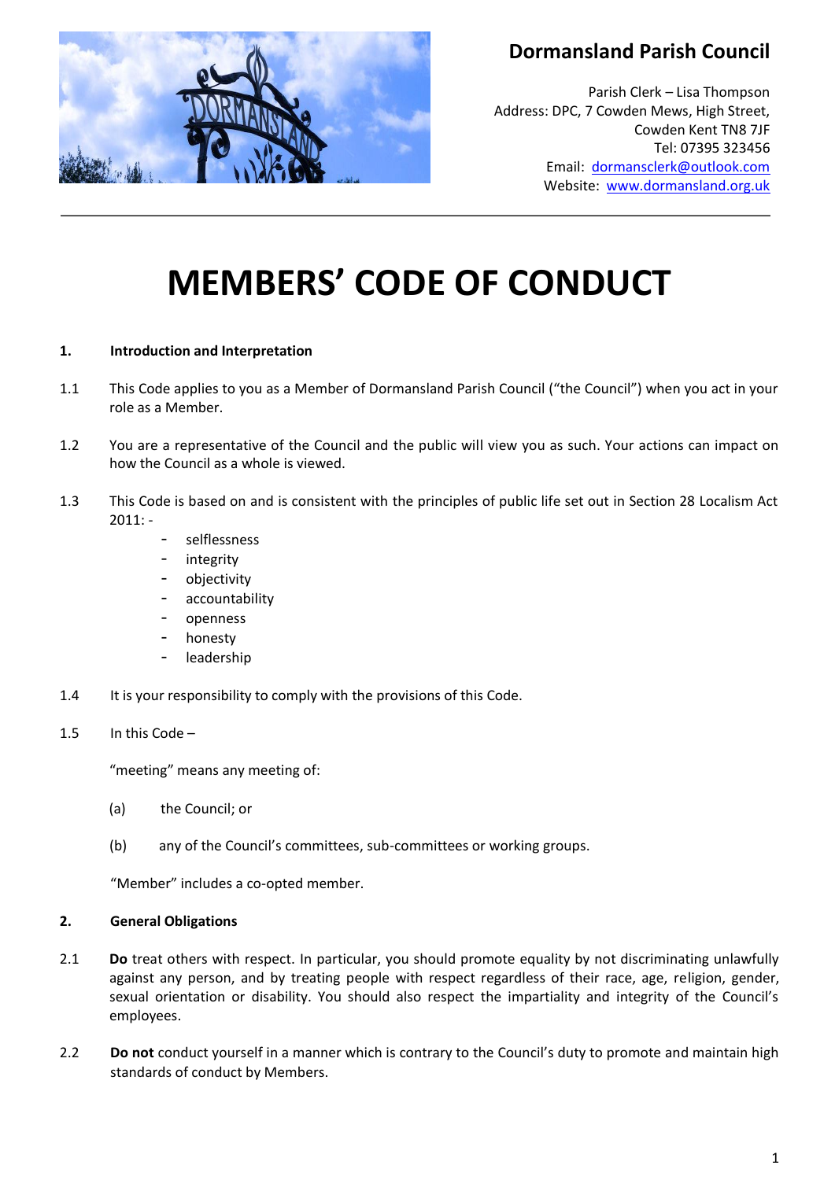## Dormansland Parish Council

Parish Clerk – Lisa Thompson
Address: DPC, 7 Cowden Mews, High Street,
Cowden Kent TN8 7JF
Tel: 07395 323456
Email: dormansclerk@outlook.com
Website: www.dormansland.org.uk

# MEMBERS' CODE OF CONDUCT

**1. Introduction and Interpretation**

1.1 This Code applies to you as a Member of Dormansland Parish Council ("the Council") when you act in your role as a Member.

1.2 You are a representative of the Council and the public will view you as such. Your actions can impact on how the Council as a whole is viewed.

1.3 This Code is based on and is consistent with the principles of public life set out in Section 28 Localism Act 2011: -

- selflessness
- integrity
- objectivity
- accountability
- openness
- honesty
- leadership

1.4 It is your responsibility to comply with the provisions of this Code.

1.5 In this Code –

"meeting" means any meeting of:

(a) the Council; or

(b) any of the Council's committees, sub-committees or working groups.

"Member" includes a co-opted member.

**2. General Obligations**

2.1 **Do** treat others with respect. In particular, you should promote equality by not discriminating unlawfully against any person, and by treating people with respect regardless of their race, age, religion, gender, sexual orientation or disability. You should also respect the impartiality and integrity of the Council's employees.

2.2 **Do not** conduct yourself in a manner which is contrary to the Council's duty to promote and maintain high standards of conduct by Members.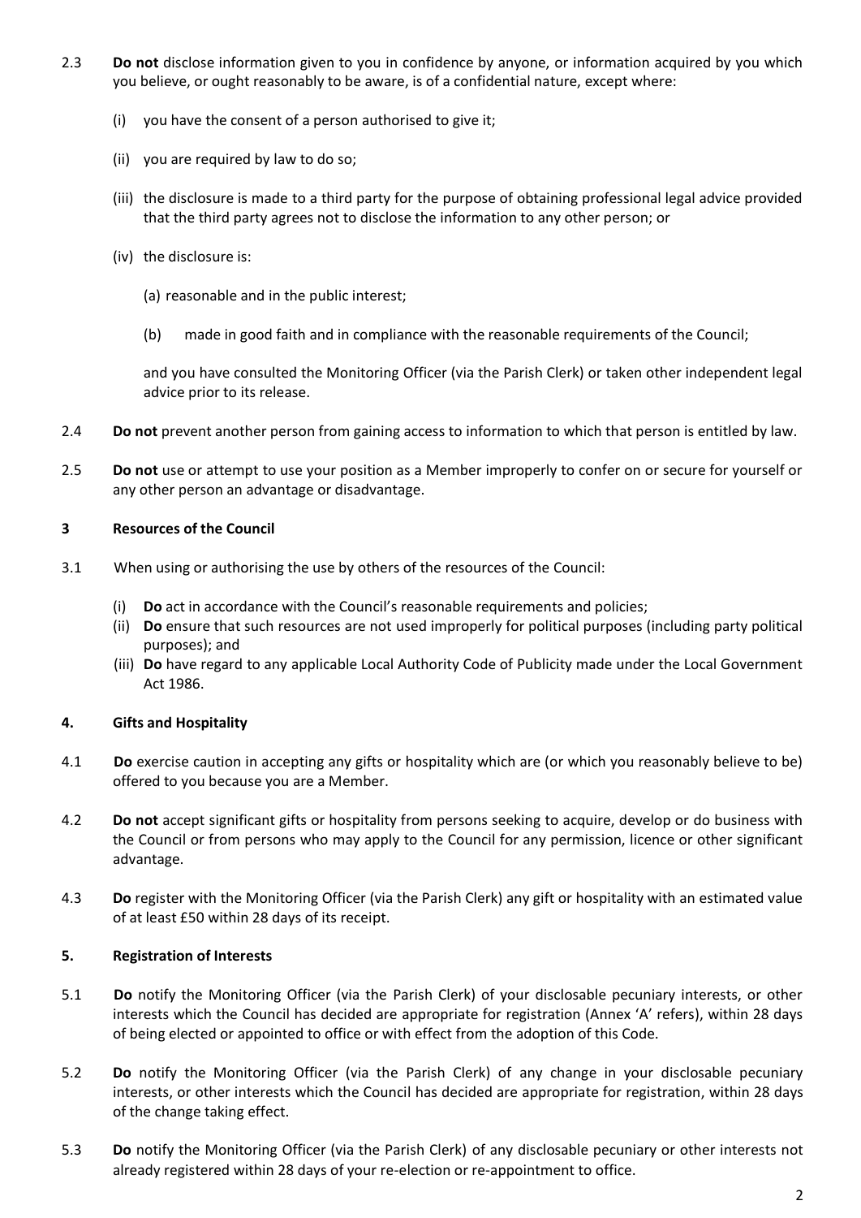2.3 **Do not** disclose information given to you in confidence by anyone, or information acquired by you which you believe, or ought reasonably to be aware, is of a confidential nature, except where:

(i) you have the consent of a person authorised to give it;

(ii) you are required by law to do so;

(iii) the disclosure is made to a third party for the purpose of obtaining professional legal advice provided that the third party agrees not to disclose the information to any other person; or

(iv) the disclosure is:

(a) reasonable and in the public interest;

(b) made in good faith and in compliance with the reasonable requirements of the Council;

and you have consulted the Monitoring Officer (via the Parish Clerk) or taken other independent legal advice prior to its release.

2.4 **Do not** prevent another person from gaining access to information to which that person is entitled by law.

2.5 **Do not** use or attempt to use your position as a Member improperly to confer on or secure for yourself or any other person an advantage or disadvantage.

### 3 Resources of the Council

3.1 When using or authorising the use by others of the resources of the Council:

(i) **Do** act in accordance with the Council's reasonable requirements and policies;
(ii) **Do** ensure that such resources are not used improperly for political purposes (including party political purposes); and
(iii) **Do** have regard to any applicable Local Authority Code of Publicity made under the Local Government Act 1986.

### 4. Gifts and Hospitality

4.1 **Do** exercise caution in accepting any gifts or hospitality which are (or which you reasonably believe to be) offered to you because you are a Member.

4.2 **Do not** accept significant gifts or hospitality from persons seeking to acquire, develop or do business with the Council or from persons who may apply to the Council for any permission, licence or other significant advantage.

4.3 **Do** register with the Monitoring Officer (via the Parish Clerk) any gift or hospitality with an estimated value of at least £50 within 28 days of its receipt.

### 5. Registration of Interests

5.1 **Do** notify the Monitoring Officer (via the Parish Clerk) of your disclosable pecuniary interests, or other interests which the Council has decided are appropriate for registration (Annex 'A' refers), within 28 days of being elected or appointed to office or with effect from the adoption of this Code.

5.2 **Do** notify the Monitoring Officer (via the Parish Clerk) of any change in your disclosable pecuniary interests, or other interests which the Council has decided are appropriate for registration, within 28 days of the change taking effect.

5.3 **Do** notify the Monitoring Officer (via the Parish Clerk) of any disclosable pecuniary or other interests not already registered within 28 days of your re-election or re-appointment to office.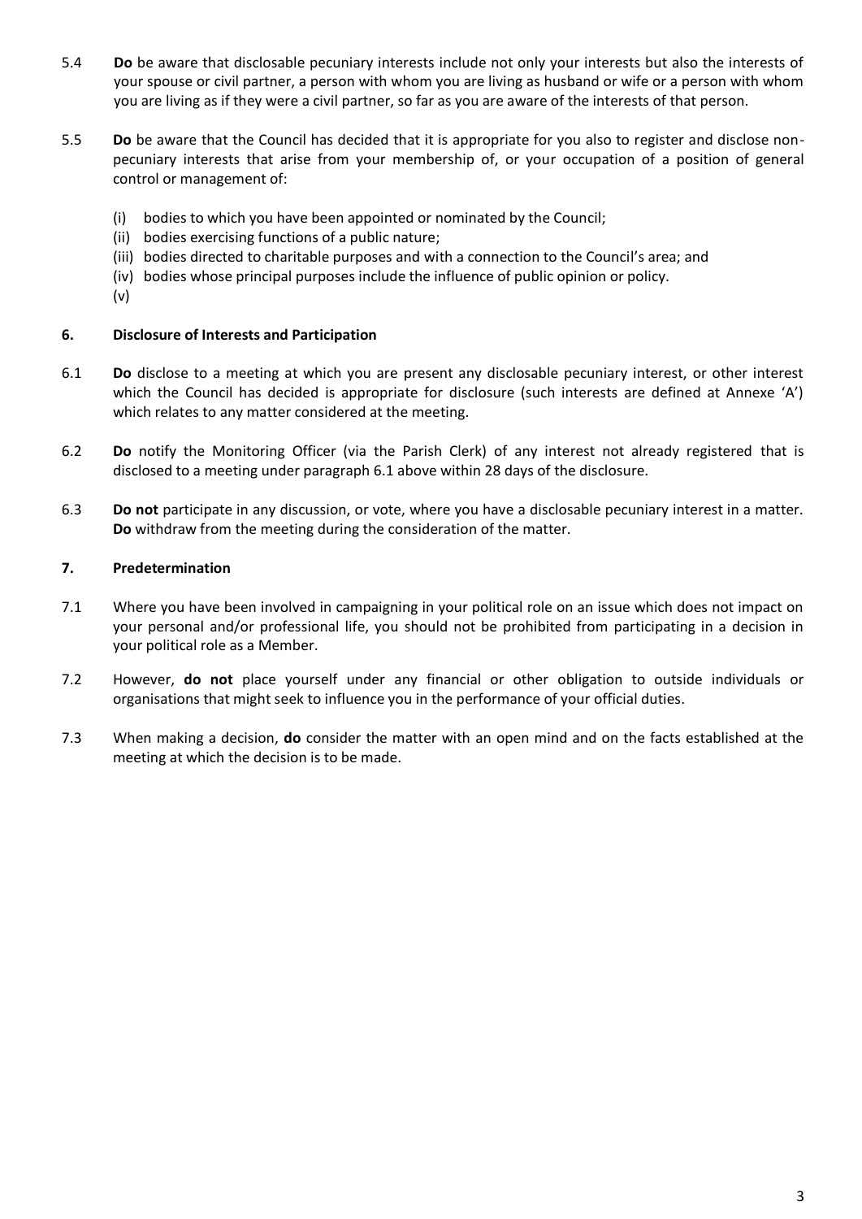5.4 **Do** be aware that disclosable pecuniary interests include not only your interests but also the interests of your spouse or civil partner, a person with whom you are living as husband or wife or a person with whom you are living as if they were a civil partner, so far as you are aware of the interests of that person.

5.5 **Do** be aware that the Council has decided that it is appropriate for you also to register and disclose non-pecuniary interests that arise from your membership of, or your occupation of a position of general control or management of:

(i) bodies to which you have been appointed or nominated by the Council;
(ii) bodies exercising functions of a public nature;
(iii) bodies directed to charitable purposes and with a connection to the Council's area; and
(iv) bodies whose principal purposes include the influence of public opinion or policy.
(v)

## 6. Disclosure of Interests and Participation

6.1 **Do** disclose to a meeting at which you are present any disclosable pecuniary interest, or other interest which the Council has decided is appropriate for disclosure (such interests are defined at Annexe 'A') which relates to any matter considered at the meeting.

6.2 **Do** notify the Monitoring Officer (via the Parish Clerk) of any interest not already registered that is disclosed to a meeting under paragraph 6.1 above within 28 days of the disclosure.

6.3 **Do not** participate in any discussion, or vote, where you have a disclosable pecuniary interest in a matter. **Do** withdraw from the meeting during the consideration of the matter.

## 7. Predetermination

7.1 Where you have been involved in campaigning in your political role on an issue which does not impact on your personal and/or professional life, you should not be prohibited from participating in a decision in your political role as a Member.

7.2 However, **do not** place yourself under any financial or other obligation to outside individuals or organisations that might seek to influence you in the performance of your official duties.

7.3 When making a decision, **do** consider the matter with an open mind and on the facts established at the meeting at which the decision is to be made.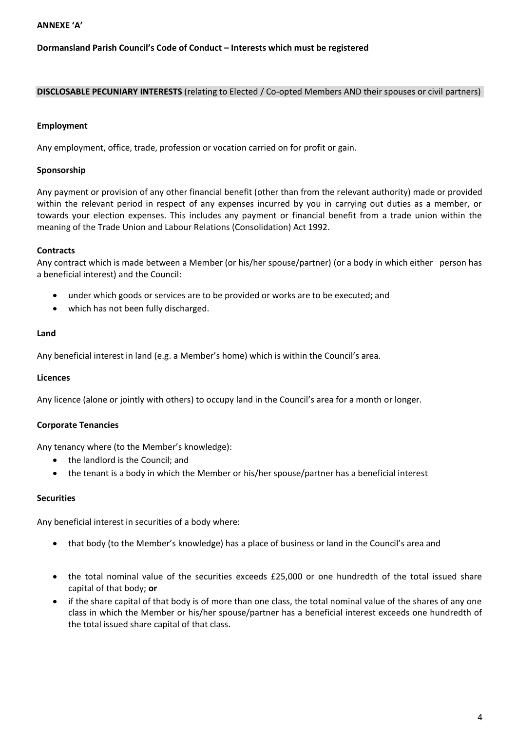**ANNEXE 'A'**

**Dormansland Parish Council's Code of Conduct – Interests which must be registered**

**DISCLOSABLE PECUNIARY INTERESTS** (relating to Elected / Co-opted Members AND their spouses or civil partners)

**Employment**

Any employment, office, trade, profession or vocation carried on for profit or gain.

**Sponsorship**

Any payment or provision of any other financial benefit (other than from the relevant authority) made or provided within the relevant period in respect of any expenses incurred by you in carrying out duties as a member, or towards your election expenses. This includes any payment or financial benefit from a trade union within the meaning of the Trade Union and Labour Relations (Consolidation) Act 1992.

**Contracts**

Any contract which is made between a Member (or his/her spouse/partner) (or a body in which either person has a beneficial interest) and the Council:

- under which goods or services are to be provided or works are to be executed; and
- which has not been fully discharged.

**Land**

Any beneficial interest in land (e.g. a Member's home) which is within the Council's area.

**Licences**

Any licence (alone or jointly with others) to occupy land in the Council's area for a month or longer.

**Corporate Tenancies**

Any tenancy where (to the Member's knowledge):

- the landlord is the Council; and
- the tenant is a body in which the Member or his/her spouse/partner has a beneficial interest

**Securities**

Any beneficial interest in securities of a body where:

- that body (to the Member's knowledge) has a place of business or land in the Council's area and
- the total nominal value of the securities exceeds £25,000 or one hundredth of the total issued share capital of that body; **or**
- if the share capital of that body is of more than one class, the total nominal value of the shares of any one class in which the Member or his/her spouse/partner has a beneficial interest exceeds one hundredth of the total issued share capital of that class.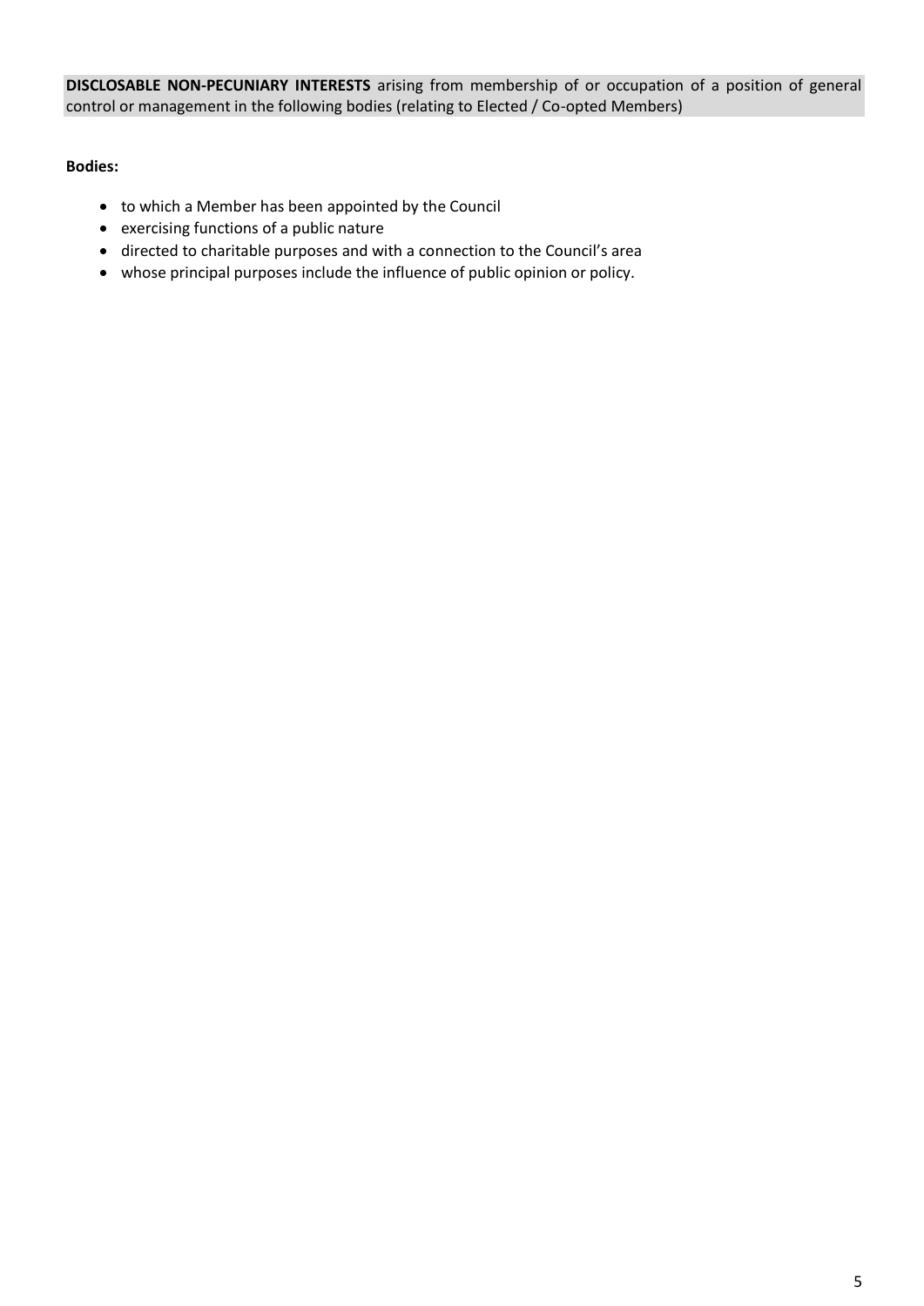**DISCLOSABLE NON-PECUNIARY INTERESTS** arising from membership of or occupation of a position of general control or management in the following bodies (relating to Elected / Co-opted Members)

**Bodies:**

- to which a Member has been appointed by the Council
- exercising functions of a public nature
- directed to charitable purposes and with a connection to the Council's area
- whose principal purposes include the influence of public opinion or policy.